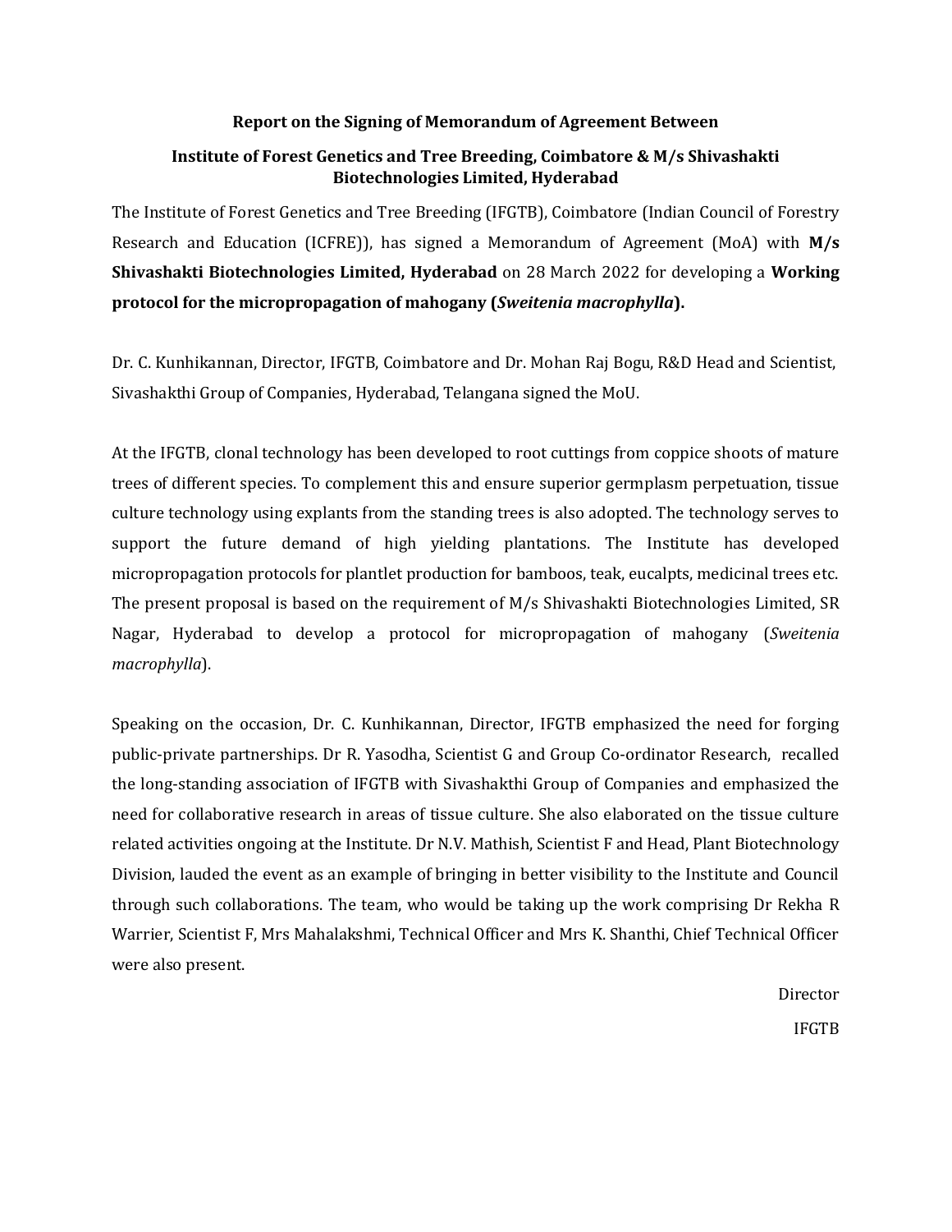**Report on the Signing of Memorandum of Agreement Between**

**Institute of Forest Genetics and Tree Breeding, Coimbatore & M/s Shivashakti Biotechnologies Limited, Hyderabad**

The Institute of Forest Genetics and Tree Breeding (IFGTB), Coimbatore (Indian Council of Forestry Research and Education (ICFRE)), has signed a Memorandum of Agreement (MoA) with **M/s Shivashakti Biotechnologies Limited, Hyderabad** on 28 March 2022 for developing a **Working protocol for the micropropagation of mahogany (*Sweitenia macrophylla*).**

Dr. C. Kunhikannan, Director, IFGTB, Coimbatore and Dr. Mohan Raj Bogu, R&D Head and Scientist, Sivashakthi Group of Companies, Hyderabad, Telangana signed the MoU.

At the IFGTB, clonal technology has been developed to root cuttings from coppice shoots of mature trees of different species. To complement this and ensure superior germplasm perpetuation, tissue culture technology using explants from the standing trees is also adopted. The technology serves to support the future demand of high yielding plantations. The Institute has developed micropropagation protocols for plantlet production for bamboos, teak, eucalpts, medicinal trees etc. The present proposal is based on the requirement of M/s Shivashakti Biotechnologies Limited, SR Nagar, Hyderabad to develop a protocol for micropropagation of mahogany (*Sweitenia macrophylla*).

Speaking on the occasion, Dr. C. Kunhikannan, Director, IFGTB emphasized the need for forging public-private partnerships. Dr R. Yasodha, Scientist G and Group Co-ordinator Research, recalled the long-standing association of IFGTB with Sivashakthi Group of Companies and emphasized the need for collaborative research in areas of tissue culture. She also elaborated on the tissue culture related activities ongoing at the Institute. Dr N.V. Mathish, Scientist F and Head, Plant Biotechnology Division, lauded the event as an example of bringing in better visibility to the Institute and Council through such collaborations. The team, who would be taking up the work comprising Dr Rekha R Warrier, Scientist F, Mrs Mahalakshmi, Technical Officer and Mrs K. Shanthi, Chief Technical Officer were also present.

Director

IFGTB